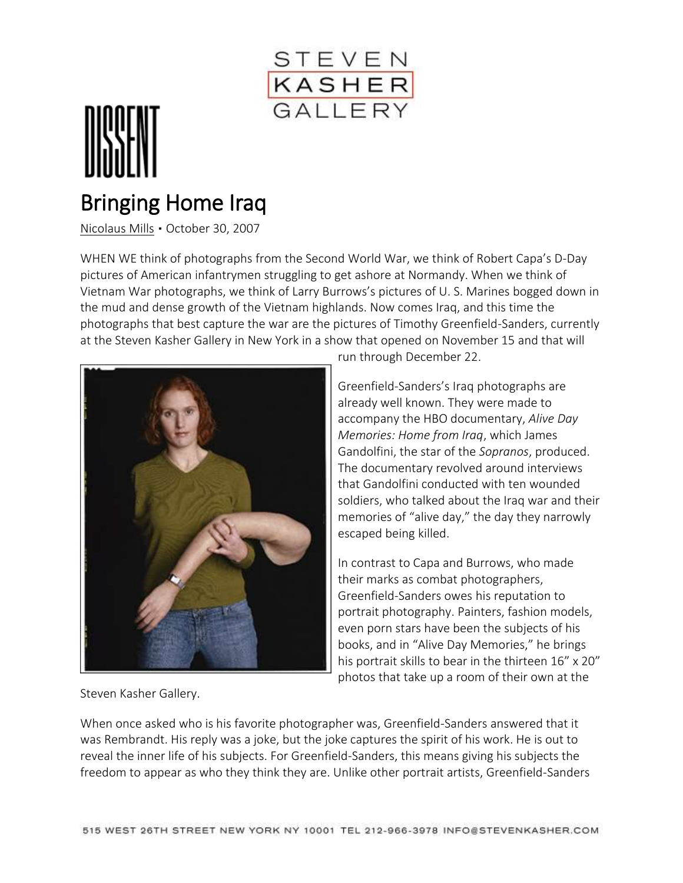STEVEN KASHER GALLERY

DISSENT

# Bringing Home Iraq

Nicolaus Mills • October 30, 2007

WHEN WE think of photographs from the Second World War, we think of Robert Capa's D-Day pictures of American infantrymen struggling to get ashore at Normandy. When we think of Vietnam War photographs, we think of Larry Burrows's pictures of U. S. Marines bogged down in the mud and dense growth of the Vietnam highlands. Now comes Iraq, and this time the photographs that best capture the war are the pictures of Timothy Greenfield-Sanders, currently at the Steven Kasher Gallery in New York in a show that opened on November 15 and that will run through December 22.

Greenfield-Sanders's Iraq photographs are already well known. They were made to accompany the HBO documentary, *Alive Day Memories: Home from Iraq*, which James Gandolfini, the star of the *Sopranos*, produced. The documentary revolved around interviews that Gandolfini conducted with ten wounded soldiers, who talked about the Iraq war and their memories of "alive day," the day they narrowly escaped being killed.

In contrast to Capa and Burrows, who made their marks as combat photographers, Greenfield-Sanders owes his reputation to portrait photography. Painters, fashion models, even porn stars have been the subjects of his books, and in "Alive Day Memories," he brings his portrait skills to bear in the thirteen 16" x 20" photos that take up a room of their own at the Steven Kasher Gallery.

When once asked who is his favorite photographer was, Greenfield-Sanders answered that it was Rembrandt. His reply was a joke, but the joke captures the spirit of his work. He is out to reveal the inner life of his subjects. For Greenfield-Sanders, this means giving his subjects the freedom to appear as who they think they are. Unlike other portrait artists, Greenfield-Sanders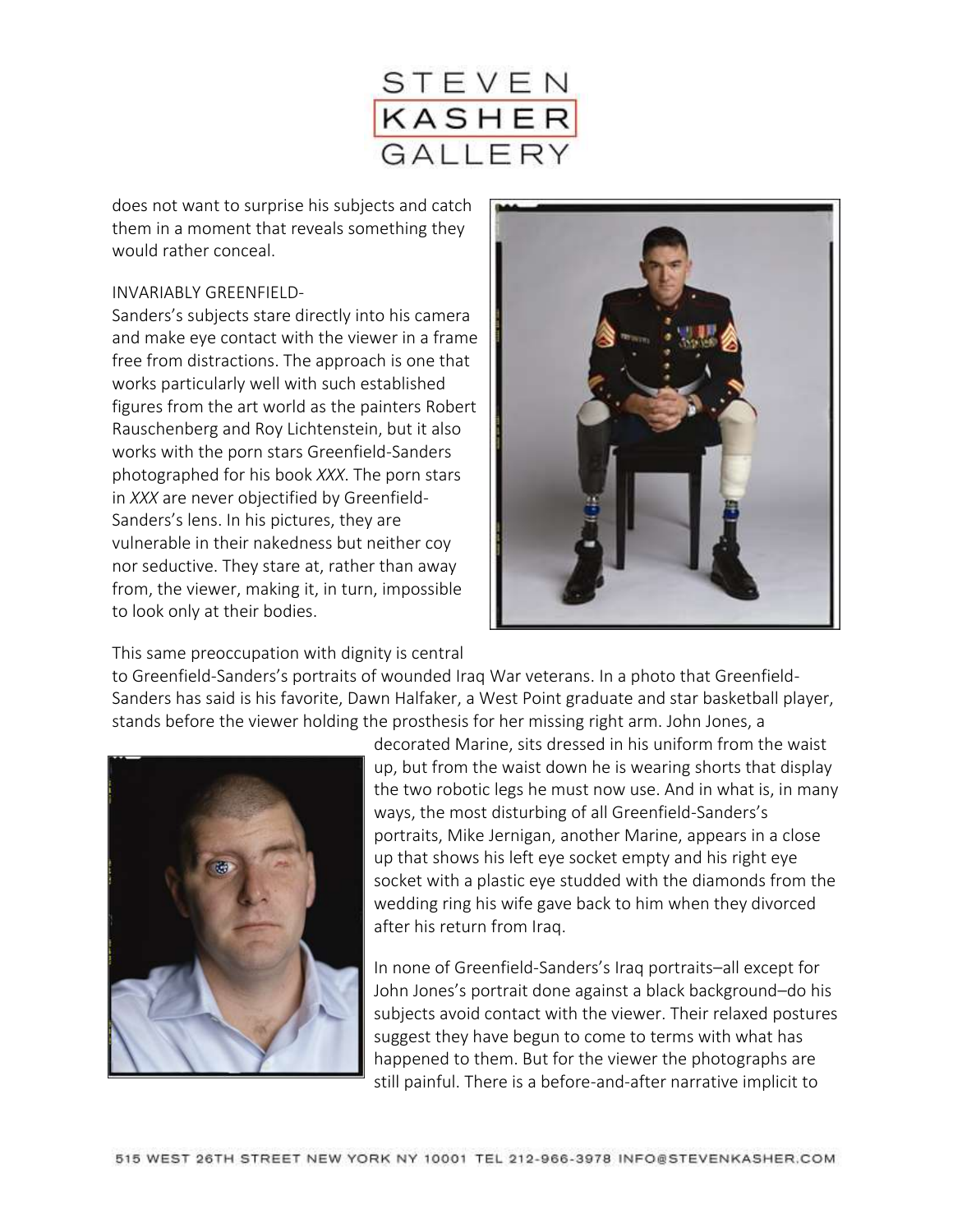does not want to surprise his subjects and catch them in a moment that reveals something they would rather conceal.

INVARIABLY GREENFIELD-Sanders's subjects stare directly into his camera and make eye contact with the viewer in a frame free from distractions. The approach is one that works particularly well with such established figures from the art world as the painters Robert Rauschenberg and Roy Lichtenstein, but it also works with the porn stars Greenfield-Sanders photographed for his book *XXX*. The porn stars in *XXX* are never objectified by Greenfield-Sanders's lens. In his pictures, they are vulnerable in their nakedness but neither coy nor seductive. They stare at, rather than away from, the viewer, making it, in turn, impossible to look only at their bodies.

This same preoccupation with dignity is central to Greenfield-Sanders's portraits of wounded Iraq War veterans. In a photo that Greenfield-Sanders has said is his favorite, Dawn Halfaker, a West Point graduate and star basketball player, stands before the viewer holding the prosthesis for her missing right arm. John Jones, a decorated Marine, sits dressed in his uniform from the waist up, but from the waist down he is wearing shorts that display the two robotic legs he must now use. And in what is, in many ways, the most disturbing of all Greenfield-Sanders's portraits, Mike Jernigan, another Marine, appears in a close up that shows his left eye socket empty and his right eye socket with a plastic eye studded with the diamonds from the wedding ring his wife gave back to him when they divorced after his return from Iraq.

In none of Greenfield-Sanders's Iraq portraits–all except for John Jones's portrait done against a black background–do his subjects avoid contact with the viewer. Their relaxed postures suggest they have begun to come to terms with what has happened to them. But for the viewer the photographs are still painful. There is a before-and-after narrative implicit to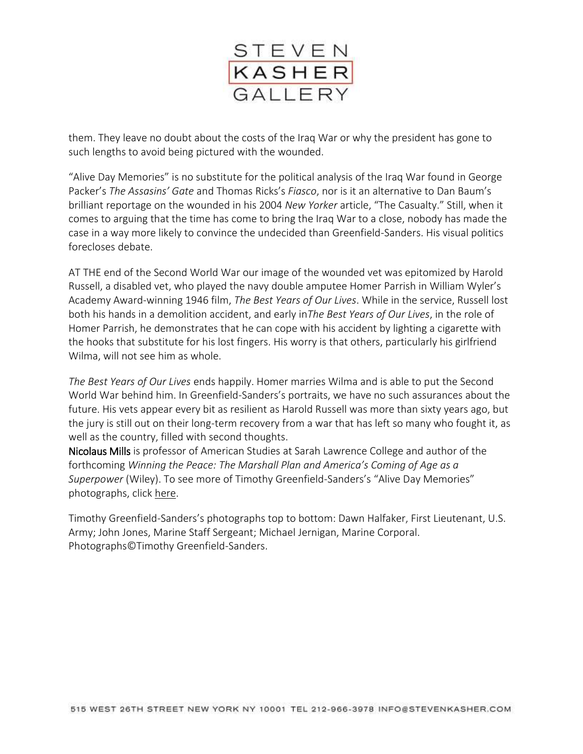them. They leave no doubt about the costs of the Iraq War or why the president has gone to such lengths to avoid being pictured with the wounded.

“Alive Day Memories” is no substitute for the political analysis of the Iraq War found in George Packer’s *The Assasins’ Gate* and Thomas Ricks’s *Fiasco*, nor is it an alternative to Dan Baum’s brilliant reportage on the wounded in his 2004 *New Yorker* article, “The Casualty.” Still, when it comes to arguing that the time has come to bring the Iraq War to a close, nobody has made the case in a way more likely to convince the undecided than Greenfield-Sanders. His visual politics forecloses debate.

AT THE end of the Second World War our image of the wounded vet was epitomized by Harold Russell, a disabled vet, who played the navy double amputee Homer Parrish in William Wyler’s Academy Award-winning 1946 film, *The Best Years of Our Lives*. While in the service, Russell lost both his hands in a demolition accident, and early in*The Best Years of Our Lives*, in the role of Homer Parrish, he demonstrates that he can cope with his accident by lighting a cigarette with the hooks that substitute for his lost fingers. His worry is that others, particularly his girlfriend Wilma, will not see him as whole.

*The Best Years of Our Lives* ends happily. Homer marries Wilma and is able to put the Second World War behind him. In Greenfield-Sanders’s portraits, we have no such assurances about the future. His vets appear every bit as resilient as Harold Russell was more than sixty years ago, but the jury is still out on their long-term recovery from a war that has left so many who fought it, as well as the country, filled with second thoughts.

Nicolaus Mills is professor of American Studies at Sarah Lawrence College and author of the forthcoming *Winning the Peace: The Marshall Plan and America’s Coming of Age as a Superpower* (Wiley). To see more of Timothy Greenfield-Sanders’s “Alive Day Memories” photographs, click here.

Timothy Greenfield-Sanders’s photographs top to bottom: Dawn Halfaker, First Lieutenant, U.S. Army; John Jones, Marine Staff Sergeant; Michael Jernigan, Marine Corporal. Photographs©Timothy Greenfield-Sanders.